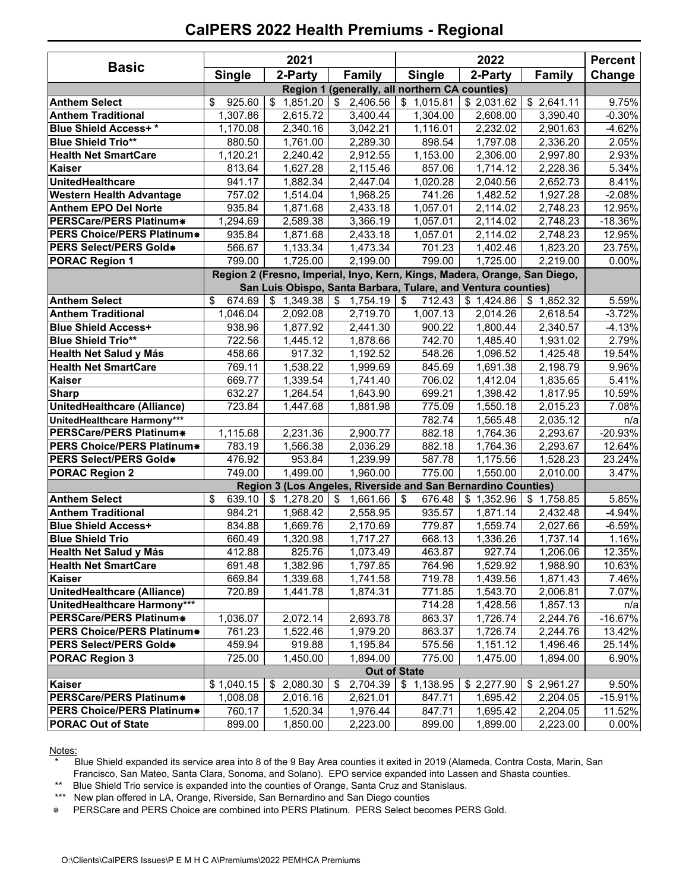# CalPERS 2022 Health Premiums - Regional

| Basic | 2021 | | | 2022 | | | Percent |
|---|---|---|---|---|---|---|---|
| | Single | 2-Party | Family | Single | 2-Party | Family | Change |
| | Region 1 (generally, all northern CA counties) | | | | | | |
| **Anthem Select** | $ 925.60 | $ 1,851.20 | $ 2,406.56 | $ 1,015.81 | $ 2,031.62 | $ 2,641.11 | 9.75% |
| **Anthem Traditional** | 1,307.86 | 2,615.72 | 3,400.44 | 1,304.00 | 2,608.00 | 3,390.40 | -0.30% |
| **Blue Shield Access+ *** | 1,170.08 | 2,340.16 | 3,042.21 | 1,116.01 | 2,232.02 | 2,901.63 | -4.62% |
| **Blue Shield Trio**** | 880.50 | 1,761.00 | 2,289.30 | 898.54 | 1,797.08 | 2,336.20 | 2.05% |
| **Health Net SmartCare** | 1,120.21 | 2,240.42 | 2,912.55 | 1,153.00 | 2,306.00 | 2,997.80 | 2.93% |
| **Kaiser** | 813.64 | 1,627.28 | 2,115.46 | 857.06 | 1,714.12 | 2,228.36 | 5.34% |
| **UnitedHealthcare** | 941.17 | 1,882.34 | 2,447.04 | 1,020.28 | 2,040.56 | 2,652.73 | 8.41% |
| **Western Health Advantage** | 757.02 | 1,514.04 | 1,968.25 | 741.26 | 1,482.52 | 1,927.28 | -2.08% |
| **Anthem EPO Del Norte** | 935.84 | 1,871.68 | 2,433.18 | 1,057.01 | 2,114.02 | 2,748.23 | 12.95% |
| **PERSCare/PERS Platinum⁕** | 1,294.69 | 2,589.38 | 3,366.19 | 1,057.01 | 2,114.02 | 2,748.23 | -18.36% |
| **PERS Choice/PERS Platinum⁕** | 935.84 | 1,871.68 | 2,433.18 | 1,057.01 | 2,114.02 | 2,748.23 | 12.95% |
| **PERS Select/PERS Gold⁕** | 566.67 | 1,133.34 | 1,473.34 | 701.23 | 1,402.46 | 1,823.20 | 23.75% |
| **PORAC Region 1** | 799.00 | 1,725.00 | 2,199.00 | 799.00 | 1,725.00 | 2,219.00 | 0.00% |
| | Region 2 (Fresno, Imperial, Inyo, Kern, Kings, Madera, Orange, San Diego, San Luis Obispo, Santa Barbara, Tulare, and Ventura counties) | | | | | | |
| **Anthem Select** | $ 674.69 | $ 1,349.38 | $ 1,754.19 | $ 712.43 | $ 1,424.86 | $ 1,852.32 | 5.59% |
| **Anthem Traditional** | 1,046.04 | 2,092.08 | 2,719.70 | 1,007.13 | 2,014.26 | 2,618.54 | -3.72% |
| **Blue Shield Access+** | 938.96 | 1,877.92 | 2,441.30 | 900.22 | 1,800.44 | 2,340.57 | -4.13% |
| **Blue Shield Trio**** | 722.56 | 1,445.12 | 1,878.66 | 742.70 | 1,485.40 | 1,931.02 | 2.79% |
| **Health Net Salud y Más** | 458.66 | 917.32 | 1,192.52 | 548.26 | 1,096.52 | 1,425.48 | 19.54% |
| **Health Net SmartCare** | 769.11 | 1,538.22 | 1,999.69 | 845.69 | 1,691.38 | 2,198.79 | 9.96% |
| **Kaiser** | 669.77 | 1,339.54 | 1,741.40 | 706.02 | 1,412.04 | 1,835.65 | 5.41% |
| **Sharp** | 632.27 | 1,264.54 | 1,643.90 | 699.21 | 1,398.42 | 1,817.95 | 10.59% |
| **UnitedHealthcare (Alliance)** | 723.84 | 1,447.68 | 1,881.98 | 775.09 | 1,550.18 | 2,015.23 | 7.08% |
| **UnitedHealthcare Harmony***** | | | | 782.74 | 1,565.48 | 2,035.12 | n/a |
| **PERSCare/PERS Platinum⁕** | 1,115.68 | 2,231.36 | 2,900.77 | 882.18 | 1,764.36 | 2,293.67 | -20.93% |
| **PERS Choice/PERS Platinum⁕** | 783.19 | 1,566.38 | 2,036.29 | 882.18 | 1,764.36 | 2,293.67 | 12.64% |
| **PERS Select/PERS Gold⁕** | 476.92 | 953.84 | 1,239.99 | 587.78 | 1,175.56 | 1,528.23 | 23.24% |
| **PORAC Region 2** | 749.00 | 1,499.00 | 1,960.00 | 775.00 | 1,550.00 | 2,010.00 | 3.47% |
| | Region 3 (Los Angeles, Riverside and San Bernardino Counties) | | | | | | |
| **Anthem Select** | $ 639.10 | $ 1,278.20 | $ 1,661.66 | $ 676.48 | $ 1,352.96 | $ 1,758.85 | 5.85% |
| **Anthem Traditional** | 984.21 | 1,968.42 | 2,558.95 | 935.57 | 1,871.14 | 2,432.48 | -4.94% |
| **Blue Shield Access+** | 834.88 | 1,669.76 | 2,170.69 | 779.87 | 1,559.74 | 2,027.66 | -6.59% |
| **Blue Shield Trio** | 660.49 | 1,320.98 | 1,717.27 | 668.13 | 1,336.26 | 1,737.14 | 1.16% |
| **Health Net Salud y Más** | 412.88 | 825.76 | 1,073.49 | 463.87 | 927.74 | 1,206.06 | 12.35% |
| **Health Net SmartCare** | 691.48 | 1,382.96 | 1,797.85 | 764.96 | 1,529.92 | 1,988.90 | 10.63% |
| **Kaiser** | 669.84 | 1,339.68 | 1,741.58 | 719.78 | 1,439.56 | 1,871.43 | 7.46% |
| **UnitedHealthcare (Alliance)** | 720.89 | 1,441.78 | 1,874.31 | 771.85 | 1,543.70 | 2,006.81 | 7.07% |
| **UnitedHealthcare Harmony***** | | | | 714.28 | 1,428.56 | 1,857.13 | n/a |
| **PERSCare/PERS Platinum⁕** | 1,036.07 | 2,072.14 | 2,693.78 | 863.37 | 1,726.74 | 2,244.76 | -16.67% |
| **PERS Choice/PERS Platinum⁕** | 761.23 | 1,522.46 | 1,979.20 | 863.37 | 1,726.74 | 2,244.76 | 13.42% |
| **PERS Select/PERS Gold⁕** | 459.94 | 919.88 | 1,195.84 | 575.56 | 1,151.12 | 1,496.46 | 25.14% |
| **PORAC Region 3** | 725.00 | 1,450.00 | 1,894.00 | 775.00 | 1,475.00 | 1,894.00 | 6.90% |
| | Out of State | | | | | | |
| **Kaiser** | $ 1,040.15 | $ 2,080.30 | $ 2,704.39 | $ 1,138.95 | $ 2,277.90 | $ 2,961.27 | 9.50% |
| **PERSCare/PERS Platinum⁕** | 1,008.08 | 2,016.16 | 2,621.01 | 847.71 | 1,695.42 | 2,204.05 | -15.91% |
| **PERS Choice/PERS Platinum⁕** | 760.17 | 1,520.34 | 1,976.44 | 847.71 | 1,695.42 | 2,204.05 | 11.52% |
| **PORAC Out of State** | 899.00 | 1,850.00 | 2,223.00 | 899.00 | 1,899.00 | 2,223.00 | 0.00% |

Notes:

\* Blue Shield expanded its service area into 8 of the 9 Bay Area counties it exited in 2019 (Alameda, Contra Costa, Marin, San Francisco, San Mateo, Santa Clara, Sonoma, and Solano). EPO service expanded into Lassen and Shasta counties.

** Blue Shield Trio service is expanded into the counties of Orange, Santa Cruz and Stanislaus.

*** New plan offered in LA, Orange, Riverside, San Bernardino and San Diego counties

⁕ PERSCare and PERS Choice are combined into PERS Platinum. PERS Select becomes PERS Gold.

O:\Clients\CalPERS Issues\P E M H C A\Premiums\2022 PEMHCA Premiums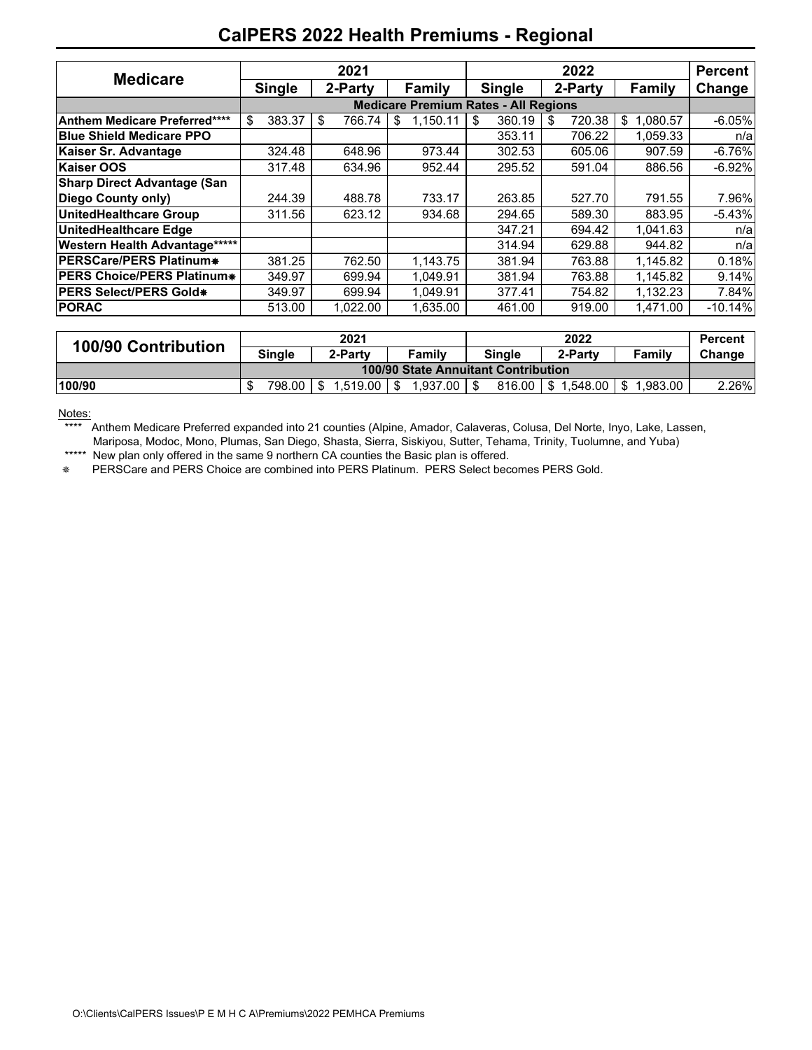# CalPERS 2022 Health Premiums - Regional

| Medicare | 2021 | | | 2022 | | | Percent |
|---|---|---|---|---|---|---|---|
| | Single | 2-Party | Family | Single | 2-Party | Family | Change |
| | Medicare Premium Rates - All Regions | | | | | | |
| **Anthem Medicare Preferred******** | $ 383.37 | $ 766.74 | $ 1,150.11 | $ 360.19 | $ 720.38 | $ 1,080.57 | -6.05% |
| **Blue Shield Medicare PPO** | | | | 353.11 | 706.22 | 1,059.33 | n/a |
| **Kaiser Sr. Advantage** | 324.48 | 648.96 | 973.44 | 302.53 | 605.06 | 907.59 | -6.76% |
| **Kaiser OOS** | 317.48 | 634.96 | 952.44 | 295.52 | 591.04 | 886.56 | -6.92% |
| **Sharp Direct Advantage (San Diego County only)** | 244.39 | 488.78 | 733.17 | 263.85 | 527.70 | 791.55 | 7.96% |
| **UnitedHealthcare Group** | 311.56 | 623.12 | 934.68 | 294.65 | 589.30 | 883.95 | -5.43% |
| **UnitedHealthcare Edge** | | | | 347.21 | 694.42 | 1,041.63 | n/a |
| **Western Health Advantage*********** | | | | 314.94 | 629.88 | 944.82 | n/a |
| **PERSCare/PERS Platinum⁕** | 381.25 | 762.50 | 1,143.75 | 381.94 | 763.88 | 1,145.82 | 0.18% |
| **PERS Choice/PERS Platinum⁕** | 349.97 | 699.94 | 1,049.91 | 381.94 | 763.88 | 1,145.82 | 9.14% |
| **PERS Select/PERS Gold⁕** | 349.97 | 699.94 | 1,049.91 | 377.41 | 754.82 | 1,132.23 | 7.84% |
| **PORAC** | 513.00 | 1,022.00 | 1,635.00 | 461.00 | 919.00 | 1,471.00 | -10.14% |

| 100/90 Contribution | 2021 | | | 2022 | | | Percent |
|---|---|---|---|---|---|---|---|
| | Single | 2-Party | Family | Single | 2-Party | Family | Change |
| | 100/90 State Annuitant Contribution | | | | | | |
| **100/90** | $ 798.00 | $ 1,519.00 | $ 1,937.00 | $ 816.00 | $ 1,548.00 | $ 1,983.00 | 2.26% |

Notes:

**** Anthem Medicare Preferred expanded into 21 counties (Alpine, Amador, Calaveras, Colusa, Del Norte, Inyo, Lake, Lassen, Mariposa, Modoc, Mono, Plumas, San Diego, Shasta, Sierra, Siskiyou, Sutter, Tehama, Trinity, Tuolumne, and Yuba)

***** New plan only offered in the same 9 northern CA counties the Basic plan is offered.

⁕ PERSCare and PERS Choice are combined into PERS Platinum. PERS Select becomes PERS Gold.

O:\Clients\CalPERS Issues\P E M H C A\Premiums\2022 PEMHCA Premiums